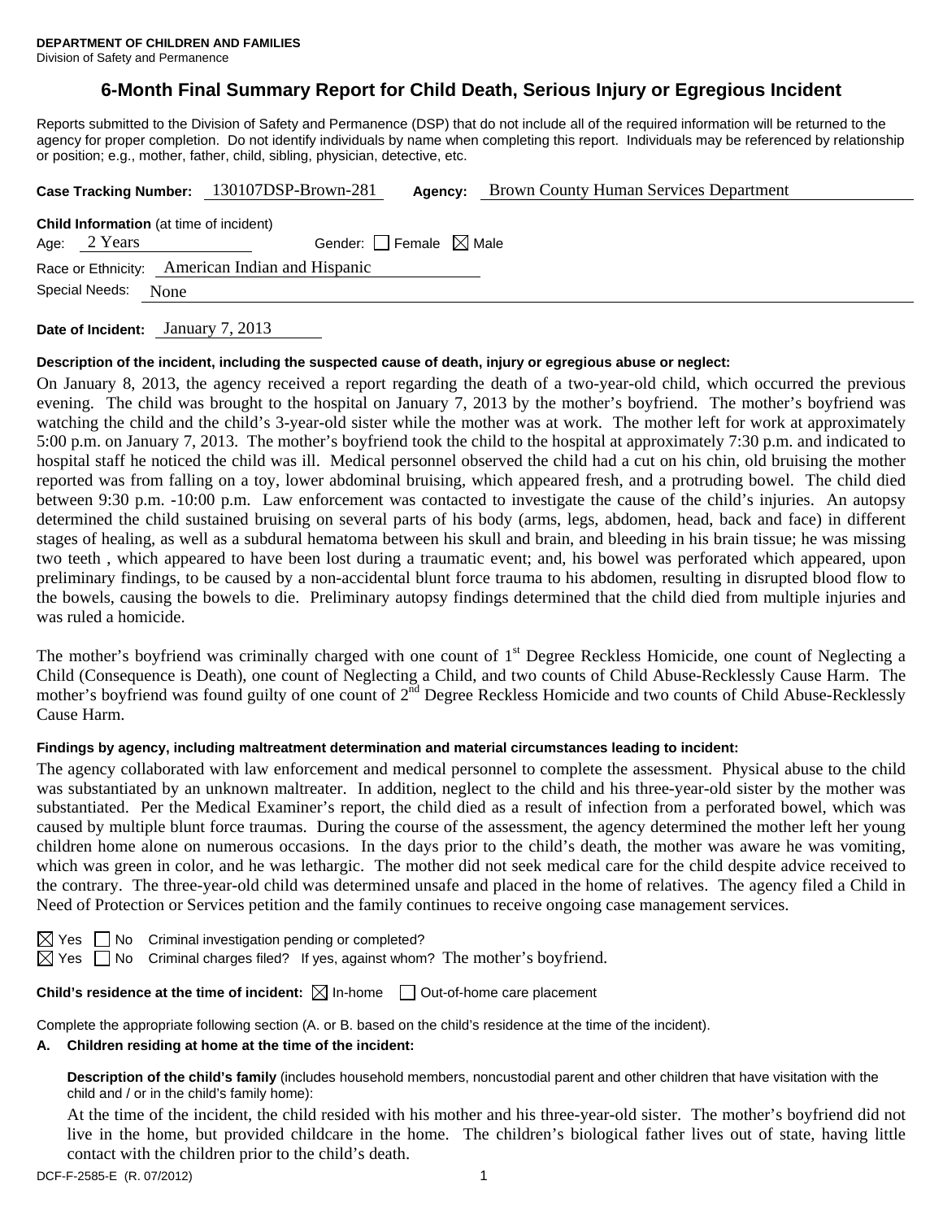**DEPARTMENT OF CHILDREN AND FAMILIES**
Division of Safety and Permanence

# 6-Month Final Summary Report for Child Death, Serious Injury or Egregious Incident

Reports submitted to the Division of Safety and Permanence (DSP) that do not include all of the required information will be returned to the agency for proper completion. Do not identify individuals by name when completing this report. Individuals may be referenced by relationship or position; e.g., mother, father, child, sibling, physician, detective, etc.

**Case Tracking Number:** 130107DSP-Brown-281 **Agency:** Brown County Human Services Department

**Child Information** (at time of incident)
Age: 2 Years Gender: ☐ Female ☒ Male
Race or Ethnicity: American Indian and Hispanic
Special Needs: None

**Date of Incident:** January 7, 2013

**Description of the incident, including the suspected cause of death, injury or egregious abuse or neglect:**

On January 8, 2013, the agency received a report regarding the death of a two-year-old child, which occurred the previous evening. The child was brought to the hospital on January 7, 2013 by the mother's boyfriend. The mother's boyfriend was watching the child and the child's 3-year-old sister while the mother was at work. The mother left for work at approximately 5:00 p.m. on January 7, 2013. The mother's boyfriend took the child to the hospital at approximately 7:30 p.m. and indicated to hospital staff he noticed the child was ill. Medical personnel observed the child had a cut on his chin, old bruising the mother reported was from falling on a toy, lower abdominal bruising, which appeared fresh, and a protruding bowel. The child died between 9:30 p.m. -10:00 p.m. Law enforcement was contacted to investigate the cause of the child's injuries. An autopsy determined the child sustained bruising on several parts of his body (arms, legs, abdomen, head, back and face) in different stages of healing, as well as a subdural hematoma between his skull and brain, and bleeding in his brain tissue; he was missing two teeth , which appeared to have been lost during a traumatic event; and, his bowel was perforated which appeared, upon preliminary findings, to be caused by a non-accidental blunt force trauma to his abdomen, resulting in disrupted blood flow to the bowels, causing the bowels to die. Preliminary autopsy findings determined that the child died from multiple injuries and was ruled a homicide.

The mother's boyfriend was criminally charged with one count of 1st Degree Reckless Homicide, one count of Neglecting a Child (Consequence is Death), one count of Neglecting a Child, and two counts of Child Abuse-Recklessly Cause Harm. The mother's boyfriend was found guilty of one count of 2nd Degree Reckless Homicide and two counts of Child Abuse-Recklessly Cause Harm.

**Findings by agency, including maltreatment determination and material circumstances leading to incident:**

The agency collaborated with law enforcement and medical personnel to complete the assessment. Physical abuse to the child was substantiated by an unknown maltreater. In addition, neglect to the child and his three-year-old sister by the mother was substantiated. Per the Medical Examiner's report, the child died as a result of infection from a perforated bowel, which was caused by multiple blunt force traumas. During the course of the assessment, the agency determined the mother left her young children home alone on numerous occasions. In the days prior to the child's death, the mother was aware he was vomiting, which was green in color, and he was lethargic. The mother did not seek medical care for the child despite advice received to the contrary. The three-year-old child was determined unsafe and placed in the home of relatives. The agency filed a Child in Need of Protection or Services petition and the family continues to receive ongoing case management services.

☒ Yes ☐ No Criminal investigation pending or completed?
☒ Yes ☐ No Criminal charges filed? If yes, against whom? The mother's boyfriend.

**Child's residence at the time of incident:** ☒ In-home ☐ Out-of-home care placement

Complete the appropriate following section (A. or B. based on the child's residence at the time of the incident).

**A. Children residing at home at the time of the incident:**

**Description of the child's family** (includes household members, noncustodial parent and other children that have visitation with the child and / or in the child's family home):

At the time of the incident, the child resided with his mother and his three-year-old sister. The mother's boyfriend did not live in the home, but provided childcare in the home. The children's biological father lives out of state, having little contact with the children prior to the child's death.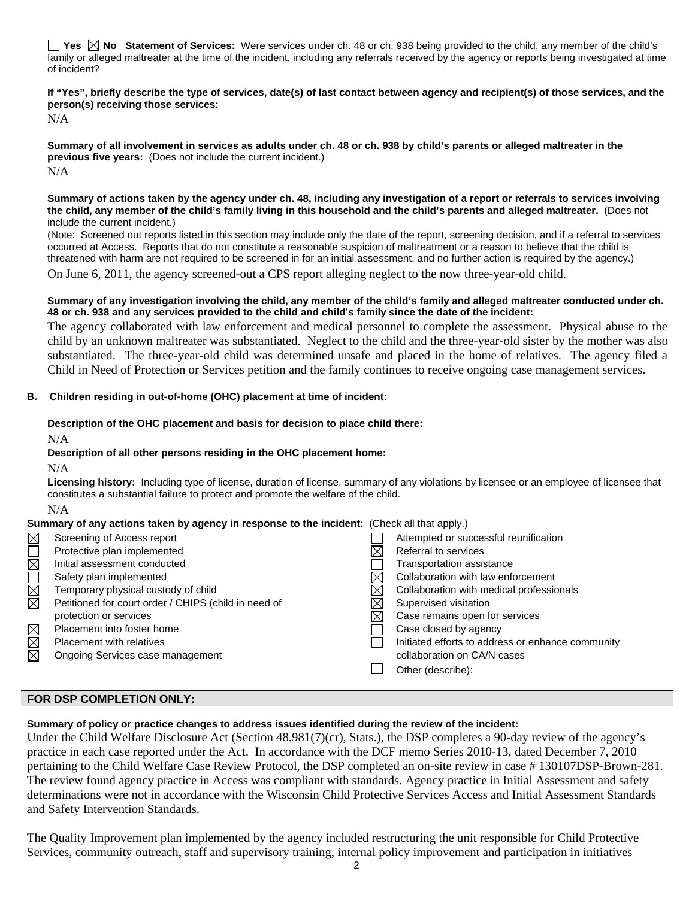☐ Yes ☒ No **Statement of Services:** Were services under ch. 48 or ch. 938 being provided to the child, any member of the child's family or alleged maltreater at the time of the incident, including any referrals received by the agency or reports being investigated at time of incident?

**If "Yes", briefly describe the type of services, date(s) of last contact between agency and recipient(s) of those services, and the person(s) receiving those services:**

N/A

**Summary of all involvement in services as adults under ch. 48 or ch. 938 by child's parents or alleged maltreater in the previous five years:** (Does not include the current incident.)

N/A

**Summary of actions taken by the agency under ch. 48, including any investigation of a report or referrals to services involving the child, any member of the child's family living in this household and the child's parents and alleged maltreater.** (Does not include the current incident.)

(Note: Screened out reports listed in this section may include only the date of the report, screening decision, and if a referral to services occurred at Access. Reports that do not constitute a reasonable suspicion of maltreatment or a reason to believe that the child is threatened with harm are not required to be screened in for an initial assessment, and no further action is required by the agency.)

On June 6, 2011, the agency screened-out a CPS report alleging neglect to the now three-year-old child.

**Summary of any investigation involving the child, any member of the child's family and alleged maltreater conducted under ch. 48 or ch. 938 and any services provided to the child and child's family since the date of the incident:**

The agency collaborated with law enforcement and medical personnel to complete the assessment. Physical abuse to the child by an unknown maltreater was substantiated. Neglect to the child and the three-year-old sister by the mother was also substantiated. The three-year-old child was determined unsafe and placed in the home of relatives. The agency filed a Child in Need of Protection or Services petition and the family continues to receive ongoing case management services.

**B. Children residing in out-of-home (OHC) placement at time of incident:**

**Description of the OHC placement and basis for decision to place child there:**

N/A

**Description of all other persons residing in the OHC placement home:**

N/A

**Licensing history:** Including type of license, duration of license, summary of any violations by licensee or an employee of licensee that constitutes a substantial failure to protect and promote the welfare of the child.

N/A

**Summary of any actions taken by agency in response to the incident:** (Check all that apply.)

| | | | |
|---|---|---|---|
| ☒ | Screening of Access report | ☐ | Attempted or successful reunification |
| ☐ | Protective plan implemented | ☒ | Referral to services |
| ☒ | Initial assessment conducted | ☐ | Transportation assistance |
| ☐ | Safety plan implemented | ☒ | Collaboration with law enforcement |
| ☒ | Temporary physical custody of child | ☒ | Collaboration with medical professionals |
| ☒ | Petitioned for court order / CHIPS (child in need of protection or services | ☒ | Supervised visitation |
| | | ☒ | Case remains open for services |
| ☒ | Placement into foster home | ☐ | Case closed by agency |
| ☒ | Placement with relatives | ☐ | Initiated efforts to address or enhance community collaboration on CA/N cases |
| ☒ | Ongoing Services case management | ☐ | Other (describe): |

## FOR DSP COMPLETION ONLY:

**Summary of policy or practice changes to address issues identified during the review of the incident:**

Under the Child Welfare Disclosure Act (Section 48.981(7)(cr), Stats.), the DSP completes a 90-day review of the agency's practice in each case reported under the Act. In accordance with the DCF memo Series 2010-13, dated December 7, 2010 pertaining to the Child Welfare Case Review Protocol, the DSP completed an on-site review in case # 130107DSP-Brown-281. The review found agency practice in Access was compliant with standards. Agency practice in Initial Assessment and safety determinations were not in accordance with the Wisconsin Child Protective Services Access and Initial Assessment Standards and Safety Intervention Standards.

The Quality Improvement plan implemented by the agency included restructuring the unit responsible for Child Protective Services, community outreach, staff and supervisory training, internal policy improvement and participation in initiatives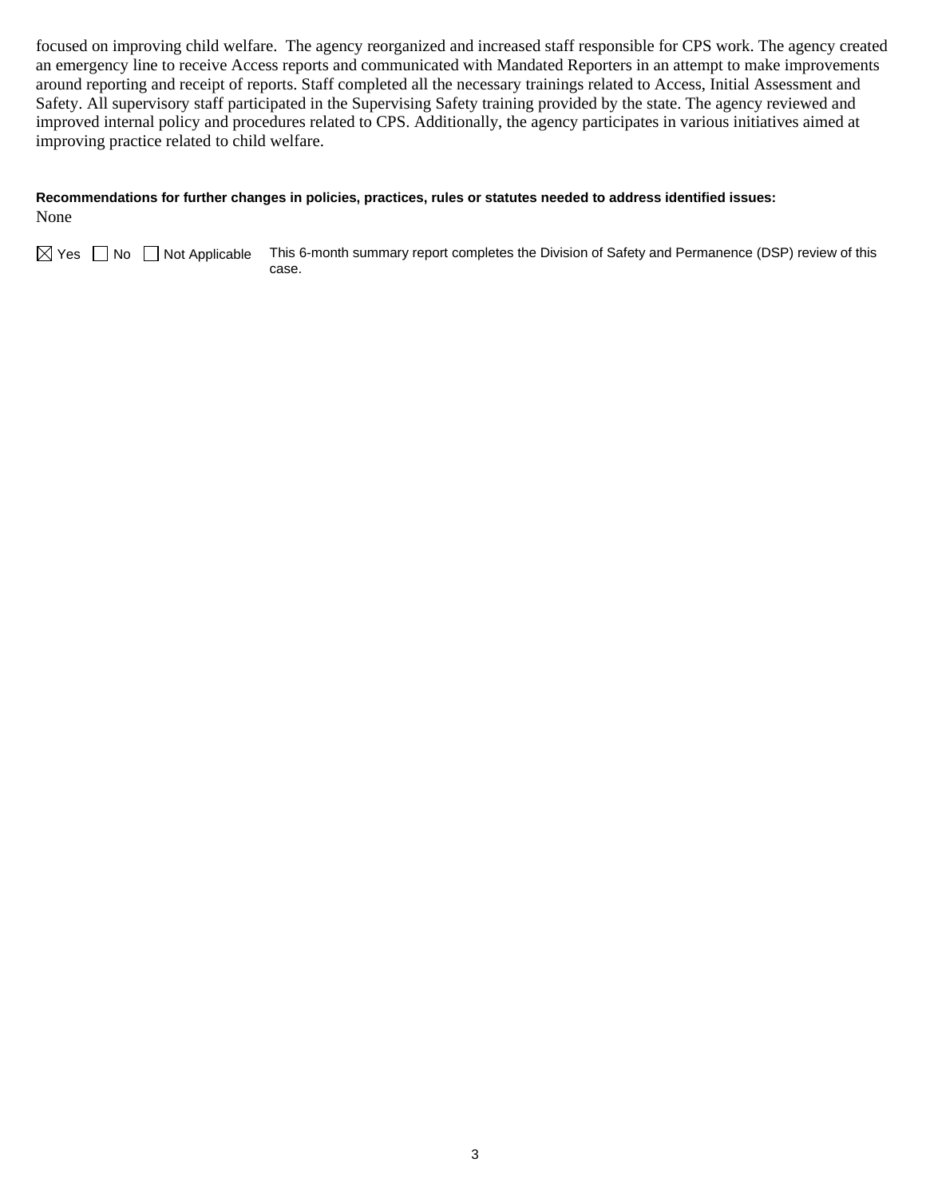focused on improving child welfare. The agency reorganized and increased staff responsible for CPS work. The agency created an emergency line to receive Access reports and communicated with Mandated Reporters in an attempt to make improvements around reporting and receipt of reports. Staff completed all the necessary trainings related to Access, Initial Assessment and Safety. All supervisory staff participated in the Supervising Safety training provided by the state. The agency reviewed and improved internal policy and procedures related to CPS. Additionally, the agency participates in various initiatives aimed at improving practice related to child welfare.

**Recommendations for further changes in policies, practices, rules or statutes needed to address identified issues:**

None

☒ Yes ☐ No ☐ Not Applicable This 6-month summary report completes the Division of Safety and Permanence (DSP) review of this case.